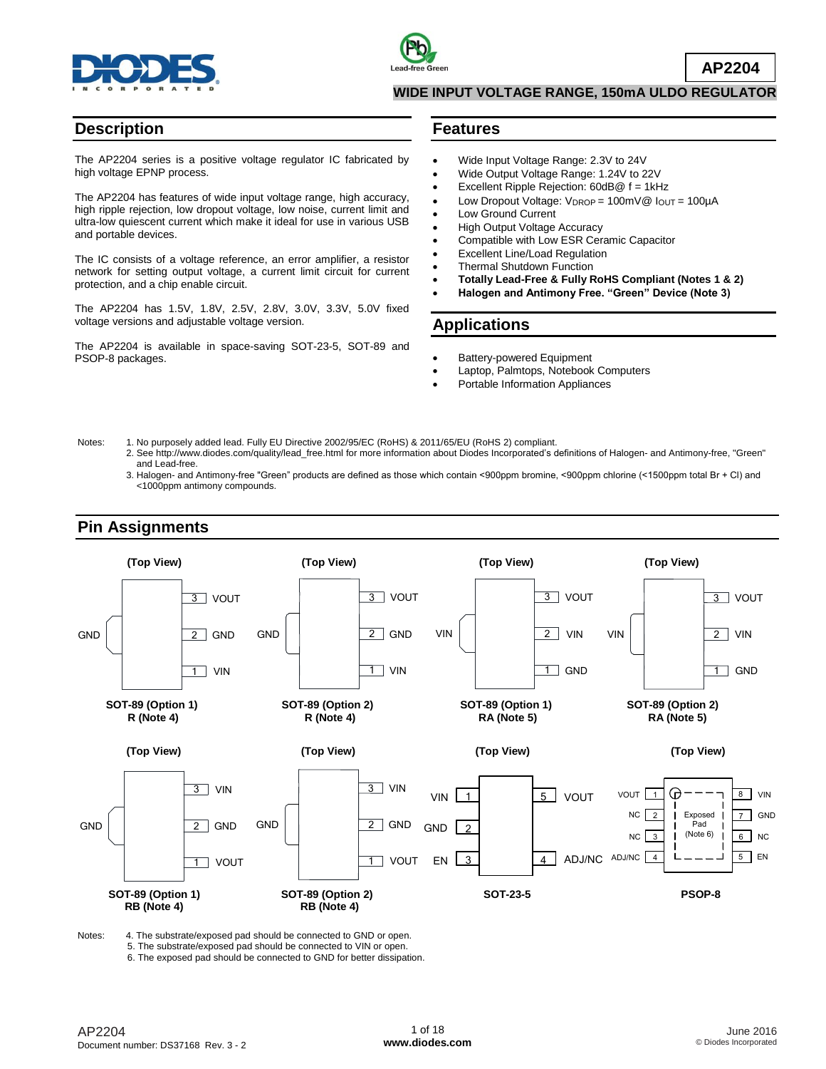# AP2204

## WIDE INPUT VOLTAGE RANGE, 150mA ULDO REGULATOR

## Description

The AP2204 series is a positive voltage regulator IC fabricated by high voltage EPNP process.

The AP2204 has features of wide input voltage range, high accuracy, high ripple rejection, low dropout voltage, low noise, current limit and ultra-low quiescent current which make it ideal for use in various USB and portable devices.

The IC consists of a voltage reference, an error amplifier, a resistor network for setting output voltage, a current limit circuit for current protection, and a chip enable circuit.

The AP2204 has 1.5V, 1.8V, 2.5V, 2.8V, 3.0V, 3.3V, 5.0V fixed voltage versions and adjustable voltage version.

The AP2204 is available in space-saving SOT-23-5, SOT-89 and PSOP-8 packages.

## Features

- Wide Input Voltage Range: 2.3V to 24V
- Wide Output Voltage Range: 1.24V to 22V
- Excellent Ripple Rejection: 60dB@ f = 1kHz
- Low Dropout Voltage: $V_{DROP}$ = 100mV@ $I_{OUT}$ = 100µA
- Low Ground Current
- High Output Voltage Accuracy
- Compatible with Low ESR Ceramic Capacitor
- Excellent Line/Load Regulation
- Thermal Shutdown Function
- **Totally Lead-Free & Fully RoHS Compliant (Notes 1 & 2)**
- **Halogen and Antimony Free. "Green" Device (Note 3)**

## Applications

- Battery-powered Equipment
- Laptop, Palmtops, Notebook Computers
- Portable Information Appliances

Notes:
1. No purposely added lead. Fully EU Directive 2002/95/EC (RoHS) & 2011/65/EU (RoHS 2) compliant.
2. See http://www.diodes.com/quality/lead_free.html for more information about Diodes Incorporated's definitions of Halogen- and Antimony-free, "Green" and Lead-free.
3. Halogen- and Antimony-free "Green" products are defined as those which contain <900ppm bromine, <900ppm chlorine (<1500ppm total Br + Cl) and <1000ppm antimony compounds.

## Pin Assignments

(Top View)

| Package | Pin 1 | Pin 2 | Pin 3 | Tab |
|---|---|---|---|---|
| SOT-89 (Option 1) R (Note 4) | VIN | GND | VOUT | GND |
| SOT-89 (Option 2) R (Note 4) | VIN | GND | VOUT | GND |
| SOT-89 (Option 1) RA (Note 5) | GND | VIN | VOUT | VIN |
| SOT-89 (Option 2) RA (Note 5) | GND | VIN | VOUT | VIN |
| SOT-89 (Option 1) RB (Note 4) | VOUT | GND | VIN | GND |
| SOT-89 (Option 2) RB (Note 4) | VOUT | GND | VIN | GND |

**SOT-23-5** (Top View): 1 VIN, 2 GND, 3 EN, 4 ADJ/NC, 5 VOUT

**PSOP-8** (Top View): 1 VOUT, 2 NC, 3 NC, 4 ADJ/NC, 5 EN, 6 NC, 7 GND, 8 VIN; Exposed Pad (Note 6)

Notes:
4. The substrate/exposed pad should be connected to GND or open.
5. The substrate/exposed pad should be connected to VIN or open.
6. The exposed pad should be connected to GND for better dissipation.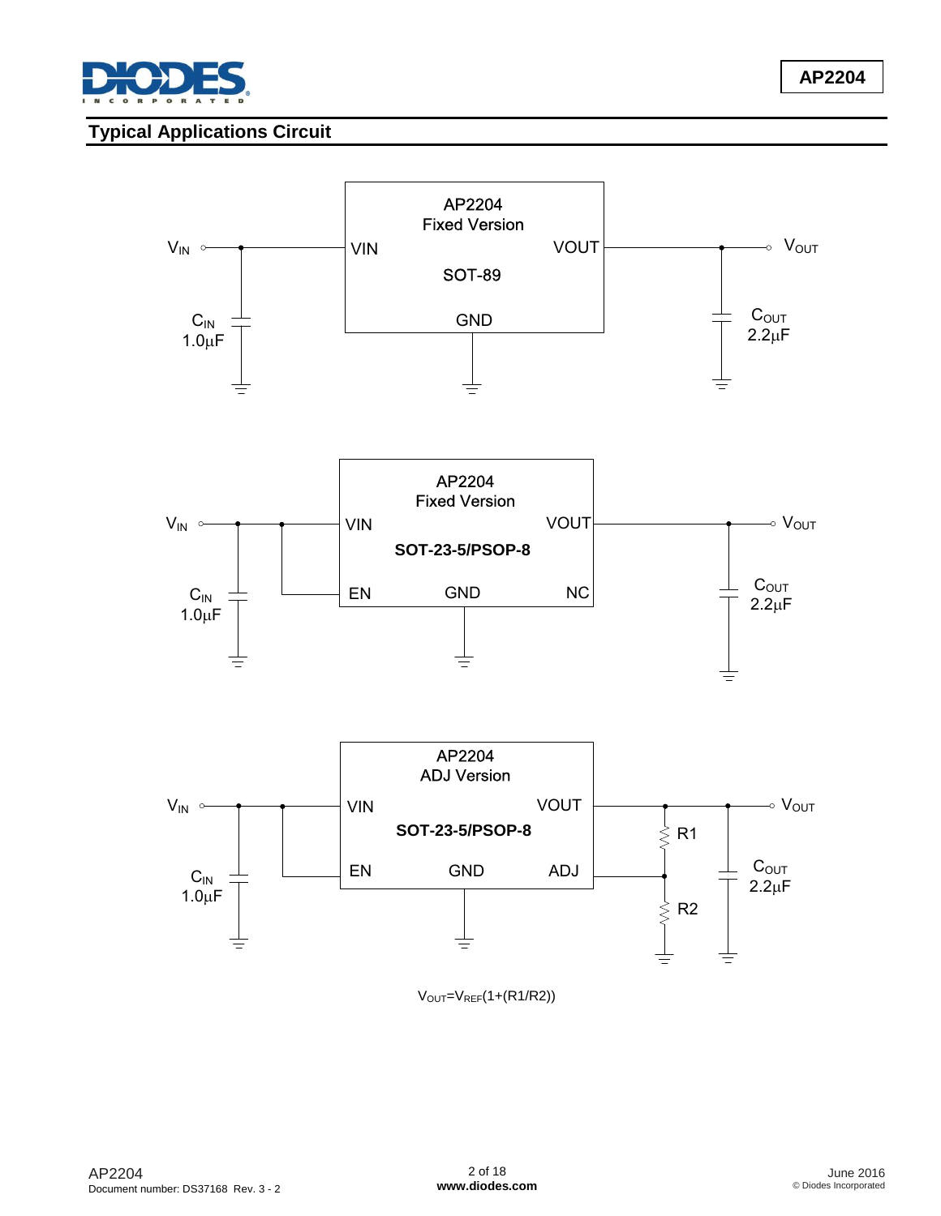## Typical Applications Circuit

AP2204 Fixed Version

SOT-89

$V_{IN}$ — VIN — VOUT — $V_{OUT}$

GND

$C_{IN}$ 1.0μF

$C_{OUT}$ 2.2μF

AP2204 Fixed Version

**SOT-23-5/PSOP-8**

$V_{IN}$ — VIN — VOUT — $V_{OUT}$

EN GND NC

$C_{IN}$ 1.0μF

$C_{OUT}$ 2.2μF

AP2204 ADJ Version

**SOT-23-5/PSOP-8**

$V_{IN}$ — VIN — VOUT — $V_{OUT}$

EN GND ADJ

R1

R2

$C_{IN}$ 1.0μF

$C_{OUT}$ 2.2μF

$V_{OUT}=V_{REF}(1+(R1/R2))$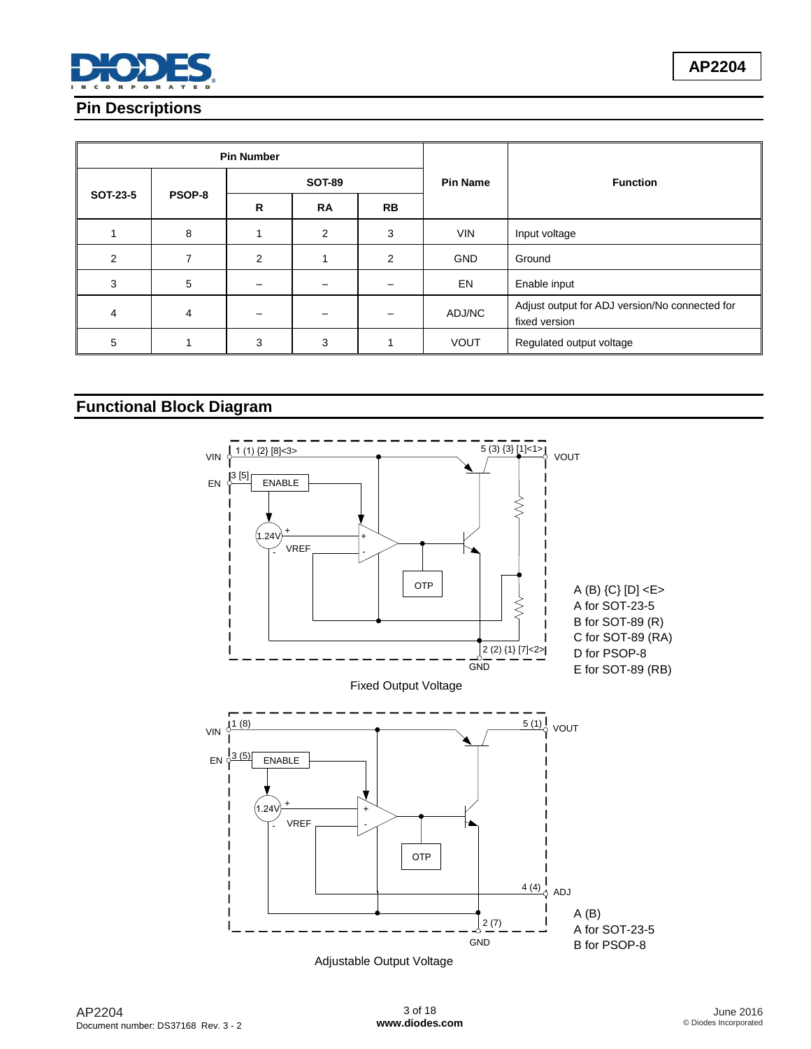## Pin Descriptions

| Pin Number | | | | | Pin Name | Function |
|---|---|---|---|---|---|---|
| SOT-23-5 | PSOP-8 | SOT-89 | | | | |
| | | R | RA | RB | | |
| 1 | 8 | 1 | 2 | 3 | VIN | Input voltage |
| 2 | 7 | 2 | 1 | 2 | GND | Ground |
| 3 | 5 | – | – | – | EN | Enable input |
| 4 | 4 | – | – | – | ADJ/NC | Adjust output for ADJ version/No connected for fixed version |
| 5 | 1 | 3 | 3 | 1 | VOUT | Regulated output voltage |

## Functional Block Diagram

VIN 1 (1) {2} [8]<3>, EN 3 [5], ENABLE, 1.24V, VREF, OTP, 5 (3) {3} [1]<1> VOUT, 2 (2) {1} [7]<2> GND

A (B) {C} [D] <E>
A for SOT-23-5
B for SOT-89 (R)
C for SOT-89 (RA)
D for PSOP-8
E for SOT-89 (RB)

Fixed Output Voltage

VIN 1 (8), EN 3 (5), ENABLE, 1.24V, VREF, OTP, 5 (1) VOUT, 4 (4) ADJ, 2 (7) GND

A (B)
A for SOT-23-5
B for PSOP-8

Adjustable Output Voltage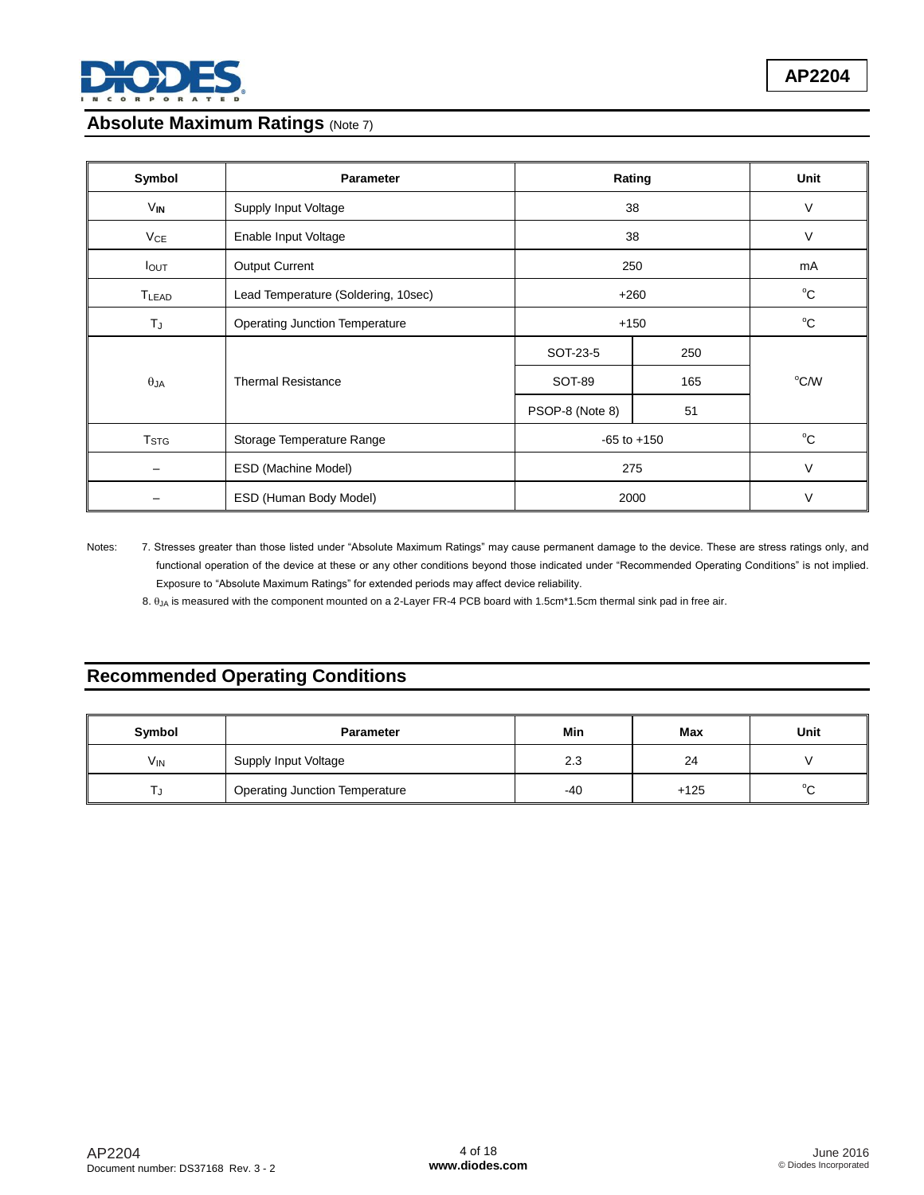## Absolute Maximum Ratings (Note 7)

| Symbol | Parameter | Rating | | Unit |
|---|---|---|---|---|
| $V_{IN}$ | Supply Input Voltage | 38 | | V |
| $V_{CE}$ | Enable Input Voltage | 38 | | V |
| $I_{OUT}$ | Output Current | 250 | | mA |
| $T_{LEAD}$ | Lead Temperature (Soldering, 10sec) | +260 | | °C |
| $T_J$ | Operating Junction Temperature | +150 | | °C |
| $\theta_{JA}$ | Thermal Resistance | SOT-23-5 | 250 | °C/W |
| | | SOT-89 | 165 | |
| | | PSOP-8 (Note 8) | 51 | |
| $T_{STG}$ | Storage Temperature Range | -65 to +150 | | °C |
| – | ESD (Machine Model) | 275 | | V |
| – | ESD (Human Body Model) | 2000 | | V |

Notes: 7. Stresses greater than those listed under "Absolute Maximum Ratings" may cause permanent damage to the device. These are stress ratings only, and functional operation of the device at these or any other conditions beyond those indicated under "Recommended Operating Conditions" is not implied. Exposure to "Absolute Maximum Ratings" for extended periods may affect device reliability.

8. $\theta_{JA}$ is measured with the component mounted on a 2-Layer FR-4 PCB board with 1.5cm*1.5cm thermal sink pad in free air.

## Recommended Operating Conditions

| Symbol | Parameter | Min | Max | Unit |
|---|---|---|---|---|
| $V_{IN}$ | Supply Input Voltage | 2.3 | 24 | V |
| $T_J$ | Operating Junction Temperature | -40 | +125 | °C |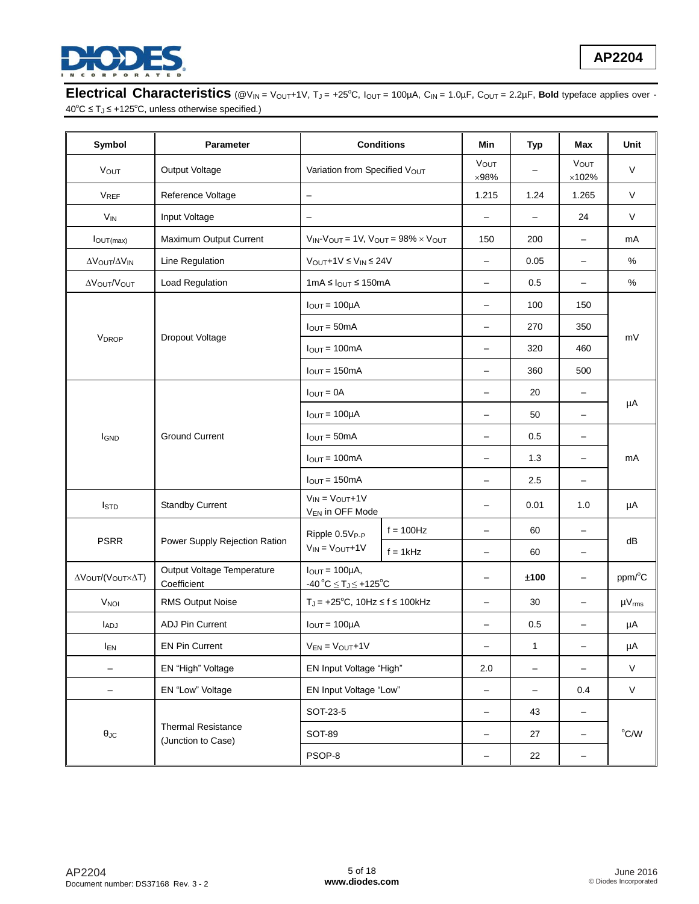## Electrical Characteristics

(@$V_{IN}$ = $V_{OUT}$+1V, $T_J$ = +25°C, $I_{OUT}$ = 100µA, $C_{IN}$ = 1.0µF, $C_{OUT}$ = 2.2µF, **Bold** typeface applies over -40°C ≤ $T_J$ ≤ +125°C, unless otherwise specified.)

| Symbol | Parameter | Conditions | | Min | Typ | Max | Unit |
|---|---|---|---|---|---|---|---|
| $V_{OUT}$ | Output Voltage | Variation from Specified $V_{OUT}$ | | $V_{OUT}$ ×98% | – | $V_{OUT}$ ×102% | V |
| $V_{REF}$ | Reference Voltage | – | | 1.215 | 1.24 | 1.265 | V |
| $V_{IN}$ | Input Voltage | – | | – | – | 24 | V |
| $I_{OUT(max)}$ | Maximum Output Current | $V_{IN}$-$V_{OUT}$ = 1V, $V_{OUT}$ = 98% × $V_{OUT}$ | | 150 | 200 | – | mA |
| $\Delta V_{OUT}/\Delta V_{IN}$ | Line Regulation | $V_{OUT}$+1V ≤ $V_{IN}$ ≤ 24V | | – | 0.05 | – | % |
| $\Delta V_{OUT}/V_{OUT}$ | Load Regulation | 1mA ≤ $I_{OUT}$ ≤ 150mA | | – | 0.5 | – | % |
| $V_{DROP}$ | Dropout Voltage | $I_{OUT}$ = 100µA | | – | 100 | 150 | mV |
| | | $I_{OUT}$ = 50mA | | – | 270 | 350 | |
| | | $I_{OUT}$ = 100mA | | – | 320 | 460 | |
| | | $I_{OUT}$ = 150mA | | – | 360 | 500 | |
| $I_{GND}$ | Ground Current | $I_{OUT}$ = 0A | | – | 20 | – | µA |
| | | $I_{OUT}$ = 100µA | | – | 50 | – | |
| | | $I_{OUT}$ = 50mA | | – | 0.5 | – | mA |
| | | $I_{OUT}$ = 100mA | | – | 1.3 | – | |
| | | $I_{OUT}$ = 150mA | | – | 2.5 | – | |
| $I_{STD}$ | Standby Current | $V_{IN}$ = $V_{OUT}$+1V, $V_{EN}$ in OFF Mode | | – | 0.01 | 1.0 | µA |
| PSRR | Power Supply Rejection Ration | Ripple 0.5$V_{P-P}$, $V_{IN}$ = $V_{OUT}$+1V | f = 100Hz | – | 60 | – | dB |
| | | | f = 1kHz | – | 60 | – | |
| $\Delta V_{OUT}/(V_{OUT}\times\Delta T)$ | Output Voltage Temperature Coefficient | $I_{OUT}$ = 100µA, -40°C ≤ $T_J$ ≤ +125°C | | – | **±100** | – | ppm/°C |
| $V_{NOI}$ | RMS Output Noise | $T_J$ = +25°C, 10Hz ≤ f ≤ 100kHz | | – | 30 | – | µ$V_{rms}$ |
| $I_{ADJ}$ | ADJ Pin Current | $I_{OUT}$ = 100µA | | – | 0.5 | – | µA |
| $I_{EN}$ | EN Pin Current | $V_{EN}$ = $V_{OUT}$+1V | | – | 1 | – | µA |
| – | EN "High" Voltage | EN Input Voltage "High" | | 2.0 | – | – | V |
| – | EN "Low" Voltage | EN Input Voltage "Low" | | – | – | 0.4 | V |
| $\theta_{JC}$ | Thermal Resistance (Junction to Case) | SOT-23-5 | | – | 43 | – | °C/W |
| | | SOT-89 | | – | 27 | – | |
| | | PSOP-8 | | – | 22 | – | |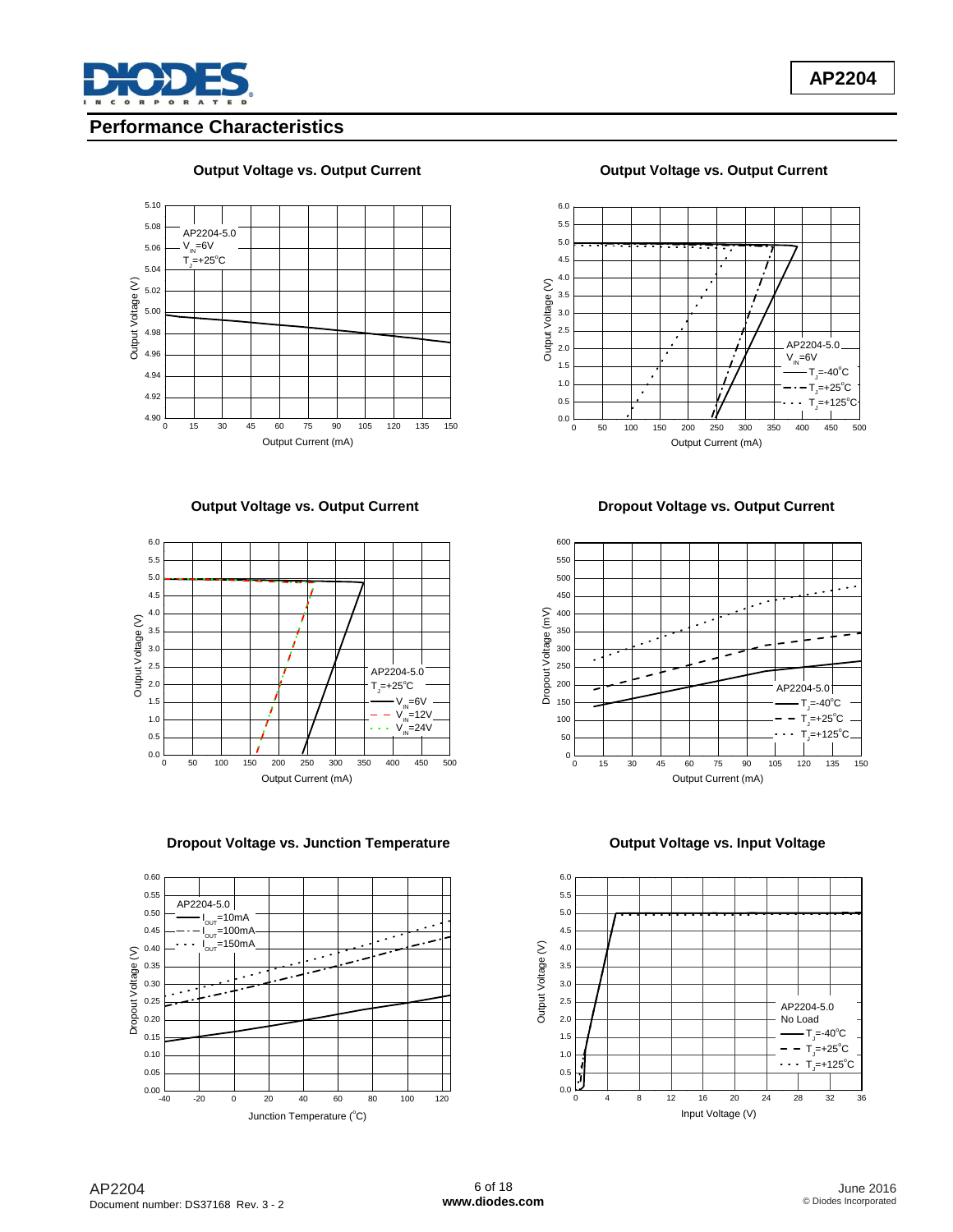## Performance Characteristics

**Output Voltage vs. Output Current**

AP2204-5.0
$V_{IN}$=6V
$T_J$=+25°C

Output Voltage (V)

Output Current (mA)

**Output Voltage vs. Output Current**

AP2204-5.0
$V_{IN}$=6V
$T_J$=-40°C
$T_J$=+25°C
$T_J$=+125°C

Output Voltage (V)

Output Current (mA)

**Output Voltage vs. Output Current**

AP2204-5.0
$T_J$=+25°C
$V_{IN}$=6V
$V_{IN}$=12V
$V_{IN}$=24V

Output Voltage (V)

Output Current (mA)

**Dropout Voltage vs. Output Current**

AP2204-5.0
$T_J$=-40°C
$T_J$=+25°C
$T_J$=+125°C

Dropout Voltage (mV)

Output Current (mA)

**Dropout Voltage vs. Junction Temperature**

AP2204-5.0
$I_{OUT}$=10mA
$I_{OUT}$=100mA
$I_{OUT}$=150mA

Dropout Voltage (V)

Junction Temperature (°C)

**Output Voltage vs. Input Voltage**

AP2204-5.0
No Load
$T_J$=-40°C
$T_J$=+25°C
$T_J$=+125°C

Output Voltage (V)

Input Voltage (V)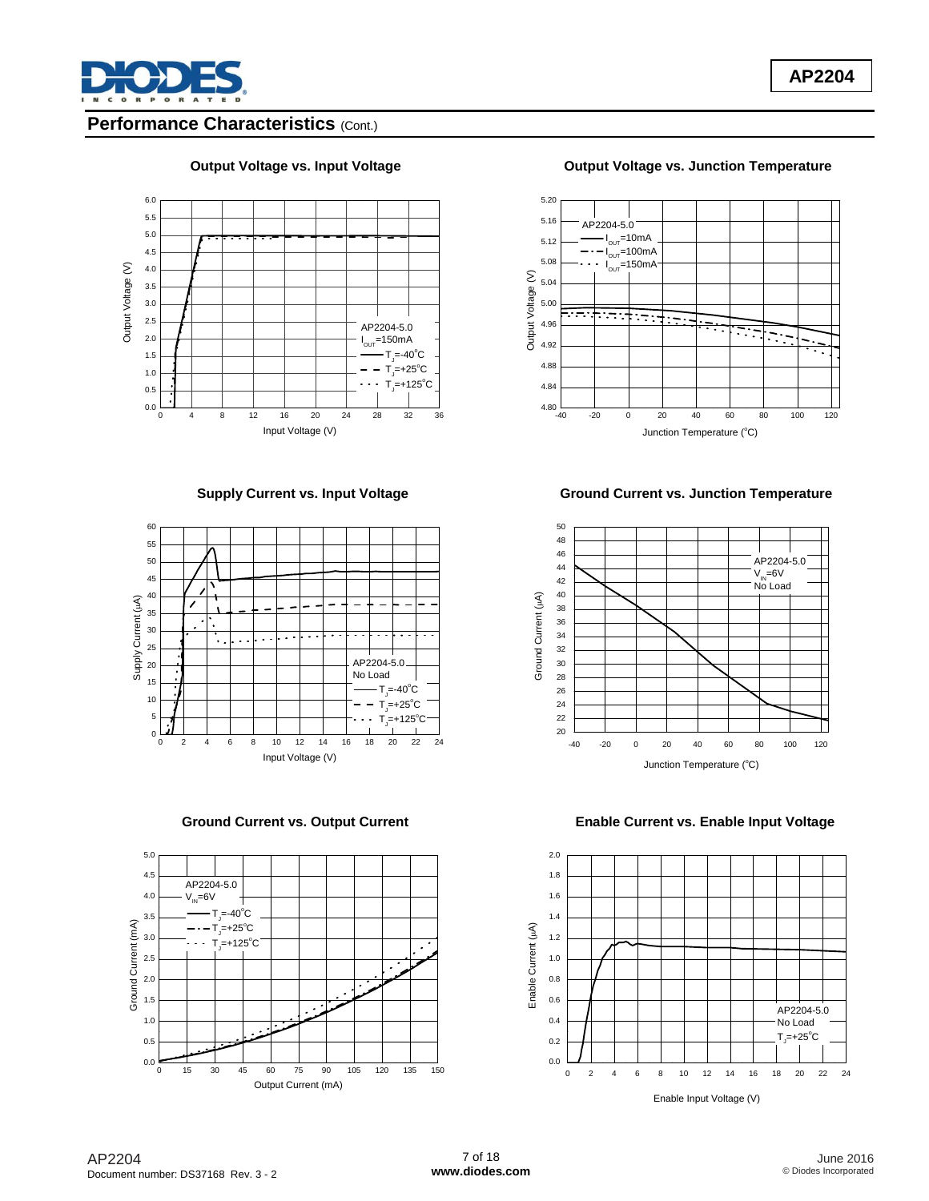## Performance Characteristics (Cont.)

**Output Voltage vs. Input Voltage**

AP2204-5.0
$I_{OUT}$=150mA
$T_J$=-40°C
$T_J$=+25°C
$T_J$=+125°C

Output Voltage (V)

Input Voltage (V)

**Output Voltage vs. Junction Temperature**

AP2204-5.0
$I_{OUT}$=10mA
$I_{OUT}$=100mA
$I_{OUT}$=150mA

Output Voltage (V)

Junction Temperature (°C)

**Supply Current vs. Input Voltage**

AP2204-5.0
No Load
$T_J$=-40°C
$T_J$=+25°C
$T_J$=+125°C

Supply Current (μA)

Input Voltage (V)

**Ground Current vs. Junction Temperature**

AP2204-5.0
$V_{IN}$=6V
No Load

Ground Current (μA)

Junction Temperature (°C)

**Ground Current vs. Output Current**

AP2204-5.0
$V_{IN}$=6V
$T_J$=-40°C
$T_J$=+25°C
$T_J$=+125°C

Ground Current (mA)

Output Current (mA)

**Enable Current vs. Enable Input Voltage**

AP2204-5.0
No Load
$T_J$=+25°C

Enable Current (μA)

Enable Input Voltage (V)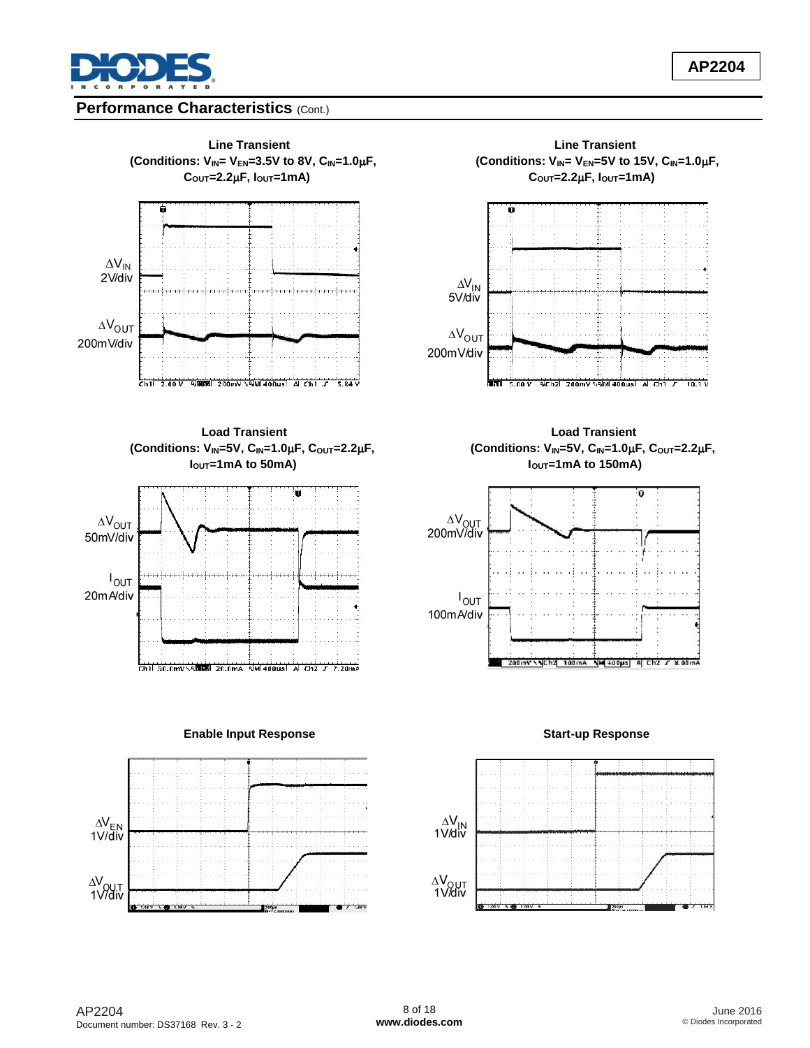## Performance Characteristics (Cont.)

**Line Transient**
**(Conditions: $V_{IN}$= $V_{EN}$=3.5V to 8V, $C_{IN}$=1.0μF, $C_{OUT}$=2.2μF, $I_{OUT}$=1mA)**

$\Delta V_{IN}$ 2V/div

$\Delta V_{OUT}$ 200mV/div

Ch1 2.00 V Ch2 200mV M 400us A Ch1 ƒ 5.84 V

**Line Transient**
**(Conditions: $V_{IN}$= $V_{EN}$=5V to 15V, $C_{IN}$=1.0μF, $C_{OUT}$=2.2μF, $I_{OUT}$=1mA)**

$\Delta V_{IN}$ 5V/div

$\Delta V_{OUT}$ 200mV/div

Ch1 5.00 V Ch2 200mV M 400us A Ch1 ƒ 10.1 V

**Load Transient**
**(Conditions: $V_{IN}$=5V, $C_{IN}$=1.0μF, $C_{OUT}$=2.2μF, $I_{OUT}$=1mA to 50mA)**

$\Delta V_{OUT}$ 50mV/div

$I_{OUT}$ 20mA/div

Ch1 50.0mV Ch2 20.0mA M 400us A Ch2 ƒ 7.20mA

**Load Transient**
**(Conditions: $V_{IN}$=5V, $C_{IN}$=1.0μF, $C_{OUT}$=2.2μF, $I_{OUT}$=1mA to 150mA)**

$\Delta V_{OUT}$ 200mV/div

$I_{OUT}$ 100mA/div

200mV Ch2 100mA M 400μs A Ch2 ƒ 8.00mA

**Enable Input Response**

$\Delta V_{EN}$ 1V/div

$\Delta V_{OUT}$ 1V/div

**Start-up Response**

$\Delta V_{IN}$ 1V/div

$\Delta V_{OUT}$ 1V/div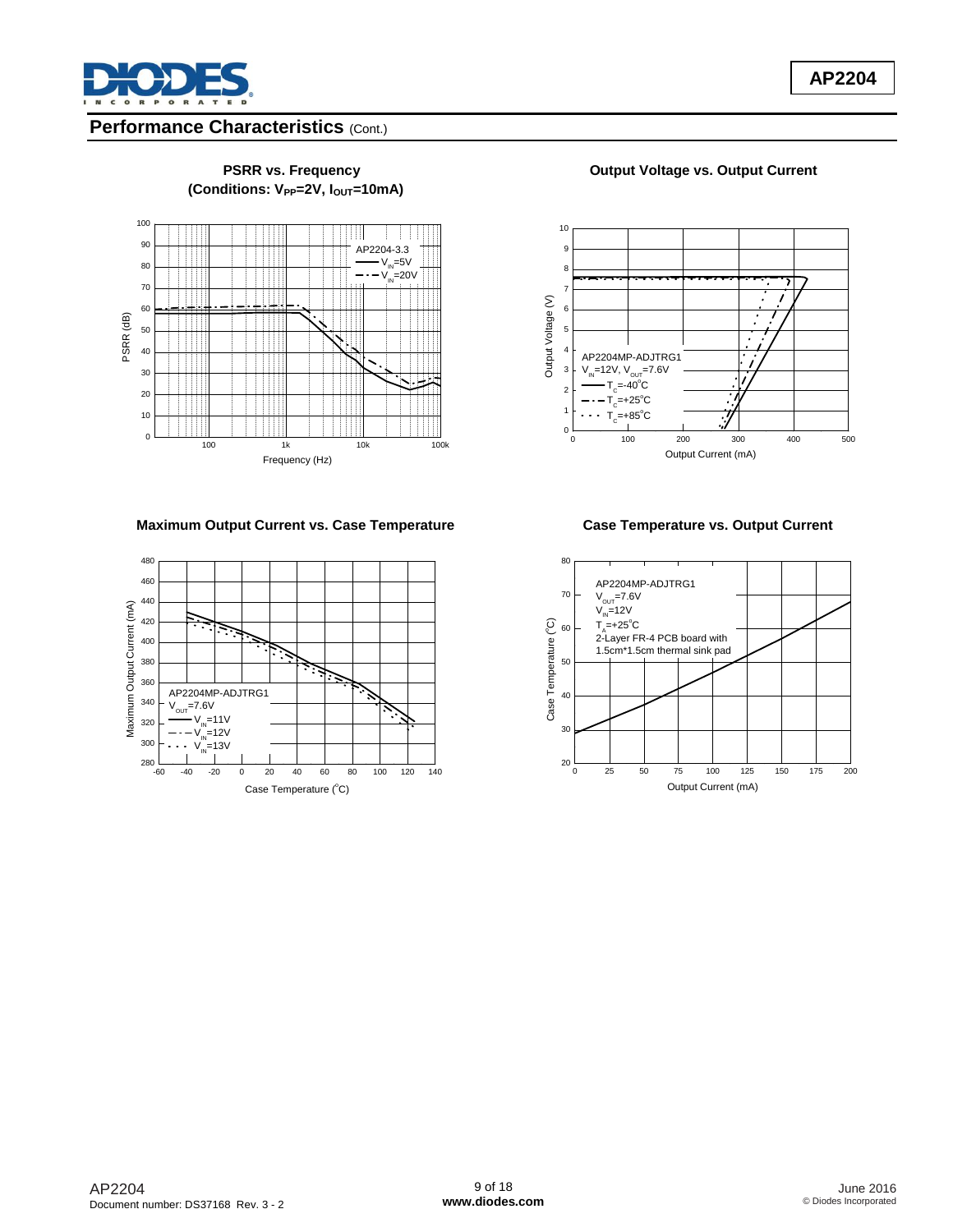## Performance Characteristics (Cont.)

**PSRR vs. Frequency**
**(Conditions: $V_{PP}$=2V, $I_{OUT}$=10mA)**

PSRR (dB) vs. Frequency (Hz)

AP2204-3.3
— $V_{IN}$=5V
-·- $V_{IN}$=20V

**Output Voltage vs. Output Current**

Output Voltage (V) vs. Output Current (mA)

AP2204MP-ADJTRG1
$V_{IN}$=12V, $V_{OUT}$=7.6V
— $T_C$=-40°C
-·- $T_C$=+25°C
··· $T_C$=+85°C

**Maximum Output Current vs. Case Temperature**

Maximum Output Current (mA) vs. Case Temperature (°C)

AP2204MP-ADJTRG1
$V_{OUT}$=7.6V
— $V_{IN}$=11V
-·- $V_{IN}$=12V
··· $V_{IN}$=13V

**Case Temperature vs. Output Current**

Case Temperature (°C) vs. Output Current (mA)

AP2204MP-ADJTRG1
$V_{OUT}$=7.6V
$V_{IN}$=12V
$T_A$=+25°C
2-Layer FR-4 PCB board with 1.5cm*1.5cm thermal sink pad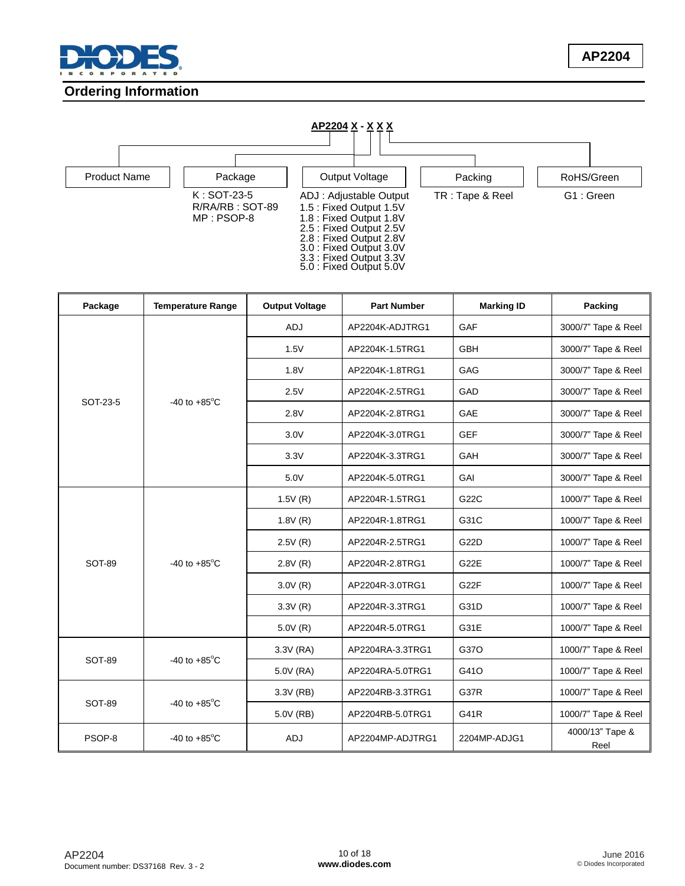## Ordering Information

**AP2204 X - X X X**

| Product Name | Package | Output Voltage | Packing | RoHS/Green |
|---|---|---|---|---|
| | K : SOT-23-5<br>R/RA/RB : SOT-89<br>MP : PSOP-8 | ADJ : Adjustable Output<br>1.5 : Fixed Output 1.5V<br>1.8 : Fixed Output 1.8V<br>2.5 : Fixed Output 2.5V<br>2.8 : Fixed Output 2.8V<br>3.0 : Fixed Output 3.0V<br>3.3 : Fixed Output 3.3V<br>5.0 : Fixed Output 5.0V | TR : Tape & Reel | G1 : Green |

| Package | Temperature Range | Output Voltage | Part Number | Marking ID | Packing |
|---|---|---|---|---|---|
| SOT-23-5 | -40 to +85°C | ADJ | AP2204K-ADJTRG1 | GAF | 3000/7" Tape & Reel |
| | | 1.5V | AP2204K-1.5TRG1 | GBH | 3000/7" Tape & Reel |
| | | 1.8V | AP2204K-1.8TRG1 | GAG | 3000/7" Tape & Reel |
| | | 2.5V | AP2204K-2.5TRG1 | GAD | 3000/7" Tape & Reel |
| | | 2.8V | AP2204K-2.8TRG1 | GAE | 3000/7" Tape & Reel |
| | | 3.0V | AP2204K-3.0TRG1 | GEF | 3000/7" Tape & Reel |
| | | 3.3V | AP2204K-3.3TRG1 | GAH | 3000/7" Tape & Reel |
| | | 5.0V | AP2204K-5.0TRG1 | GAI | 3000/7" Tape & Reel |
| SOT-89 | -40 to +85°C | 1.5V (R) | AP2204R-1.5TRG1 | G22C | 1000/7" Tape & Reel |
| | | 1.8V (R) | AP2204R-1.8TRG1 | G31C | 1000/7" Tape & Reel |
| | | 2.5V (R) | AP2204R-2.5TRG1 | G22D | 1000/7" Tape & Reel |
| | | 2.8V (R) | AP2204R-2.8TRG1 | G22E | 1000/7" Tape & Reel |
| | | 3.0V (R) | AP2204R-3.0TRG1 | G22F | 1000/7" Tape & Reel |
| | | 3.3V (R) | AP2204R-3.3TRG1 | G31D | 1000/7" Tape & Reel |
| | | 5.0V (R) | AP2204R-5.0TRG1 | G31E | 1000/7" Tape & Reel |
| SOT-89 | -40 to +85°C | 3.3V (RA) | AP2204RA-3.3TRG1 | G37O | 1000/7" Tape & Reel |
| | | 5.0V (RA) | AP2204RA-5.0TRG1 | G41O | 1000/7" Tape & Reel |
| SOT-89 | -40 to +85°C | 3.3V (RB) | AP2204RB-3.3TRG1 | G37R | 1000/7" Tape & Reel |
| | | 5.0V (RB) | AP2204RB-5.0TRG1 | G41R | 1000/7" Tape & Reel |
| PSOP-8 | -40 to +85°C | ADJ | AP2204MP-ADJTRG1 | 2204MP-ADJG1 | 4000/13" Tape & Reel |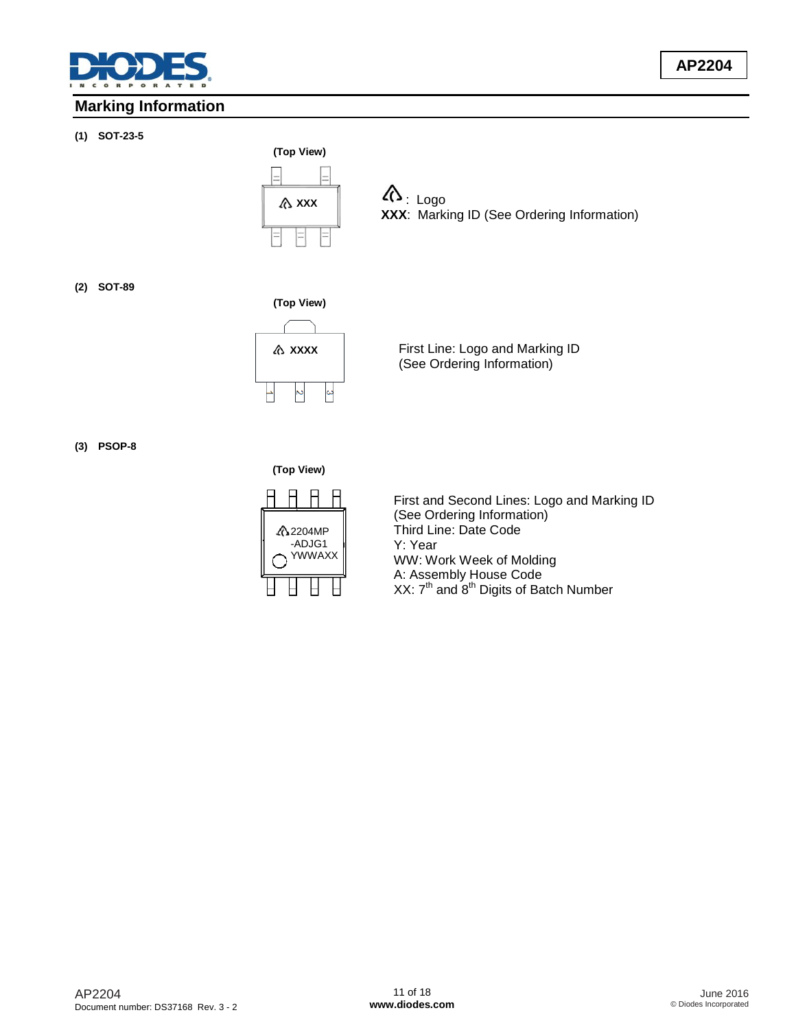## Marking Information

**(1) SOT-23-5**

**(Top View)**

XXX

: Logo
**XXX**: Marking ID (See Ordering Information)

**(2) SOT-89**

**(Top View)**

XXXX

First Line: Logo and Marking ID
(See Ordering Information)

**(3) PSOP-8**

**(Top View)**

2204MP
-ADJG1
YWWAXX

First and Second Lines: Logo and Marking ID
(See Ordering Information)
Third Line: Date Code
Y: Year
WW: Work Week of Molding
A: Assembly House Code
XX: 7th and 8th Digits of Batch Number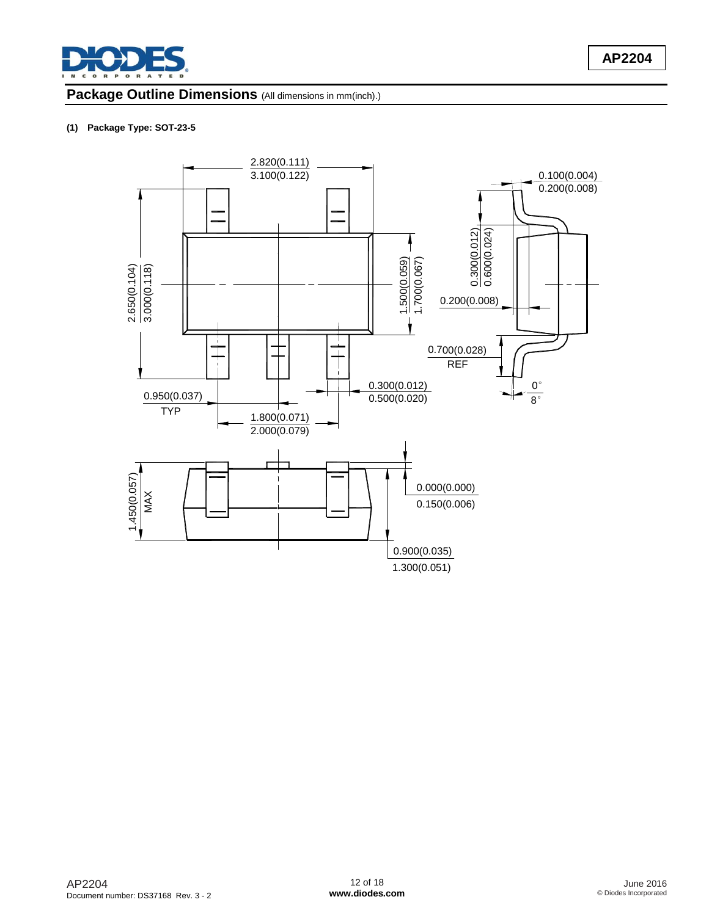## Package Outline Dimensions (All dimensions in mm(inch).)

**(1) Package Type: SOT-23-5**

2.820(0.111)
3.100(0.122)

0.100(0.004)
0.200(0.008)

0.300(0.012)
0.600(0.024)

2.650(0.104)
3.000(0.118)

1.500(0.059)
1.700(0.067)

0.200(0.008)

0.700(0.028)
REF

0.300(0.012)
0.500(0.020)

0°
8°

0.950(0.037)
TYP

1.800(0.071)
2.000(0.079)

1.450(0.057)
MAX

0.000(0.000)
0.150(0.006)

0.900(0.035)
1.300(0.051)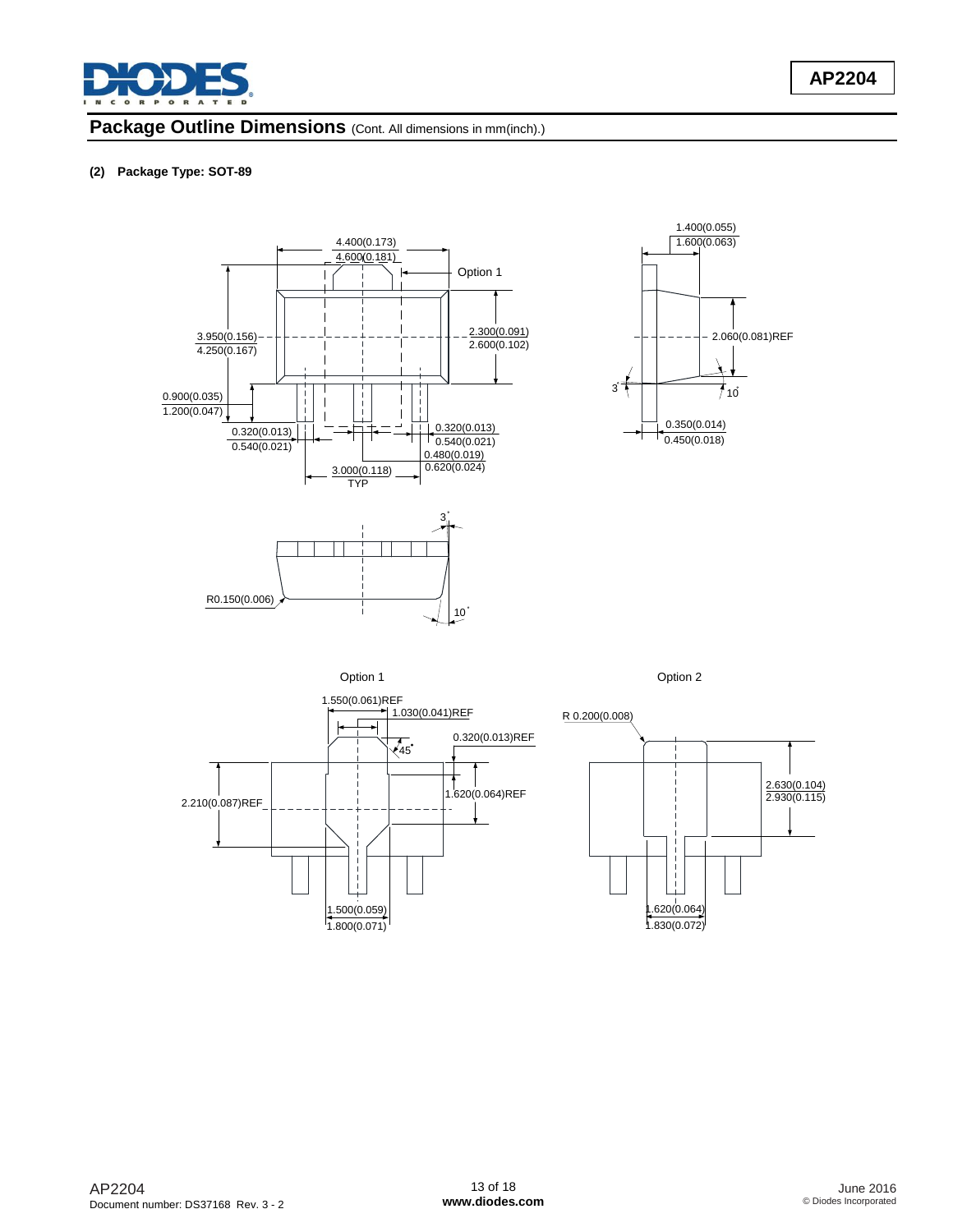## Package Outline Dimensions (Cont. All dimensions in mm(inch).)

**(2) Package Type: SOT-89**

4.400(0.173)
4.600(0.181)

Option 1

3.950(0.156)
4.250(0.167)

2.300(0.091)
2.600(0.102)

0.900(0.035)
1.200(0.047)

0.320(0.013)
0.540(0.021)

0.320(0.013)
0.540(0.021)

0.480(0.019)
0.620(0.024)

3.000(0.118)
TYP

1.400(0.055)
1.600(0.063)

2.060(0.081)REF

3°

10°

0.350(0.014)
0.450(0.018)

3°

R0.150(0.006)

10°

Option 1

1.550(0.061)REF

1.030(0.041)REF

0.320(0.013)REF

45°

2.210(0.087)REF

1.620(0.064)REF

1.500(0.059)
1.800(0.071)

Option 2

R 0.200(0.008)

2.630(0.104)
2.930(0.115)

1.620(0.064)
1.830(0.072)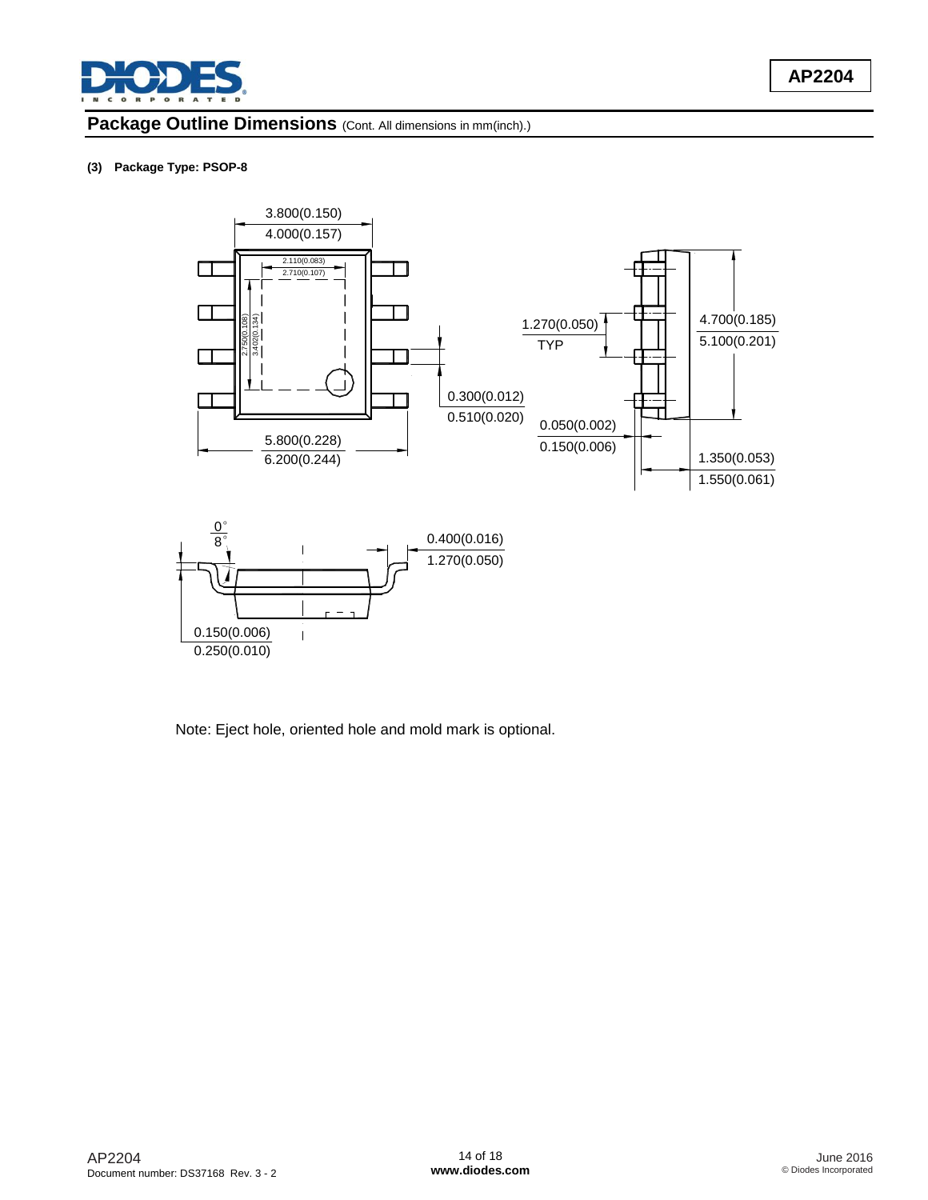## Package Outline Dimensions (Cont. All dimensions in mm(inch).)

**(3) Package Type: PSOP-8**

3.800(0.150)
4.000(0.157)

2.110(0.083)
2.710(0.107)

2.750(0.108)
3.402(0.134)

1.270(0.050)
TYP

4.700(0.185)
5.100(0.201)

0.300(0.012)
0.510(0.020)

0.050(0.002)
0.150(0.006)

5.800(0.228)
6.200(0.244)

1.350(0.053)
1.550(0.061)

0°
8°

0.400(0.016)
1.270(0.050)

0.150(0.006)
0.250(0.010)

Note: Eject hole, oriented hole and mold mark is optional.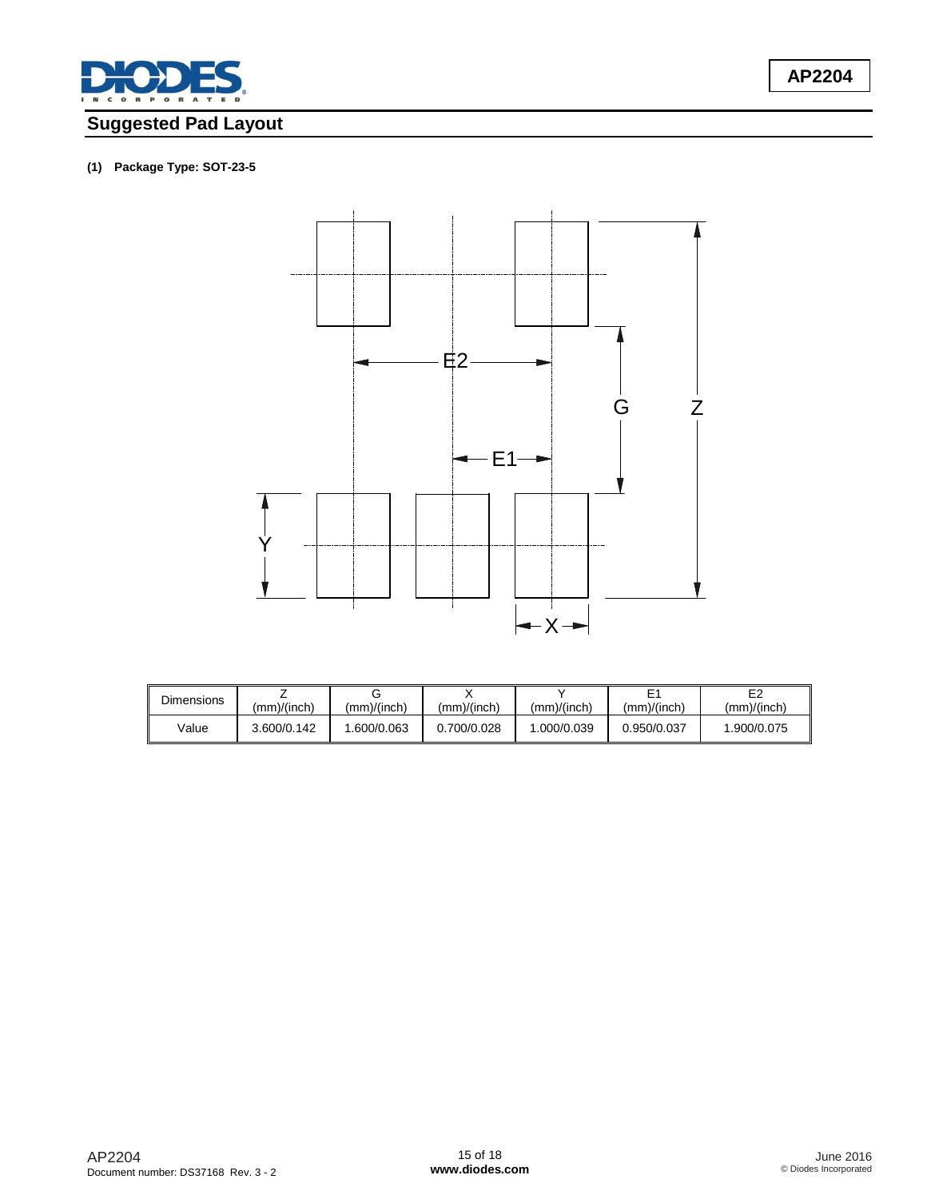## Suggested Pad Layout

**(1) Package Type: SOT-23-5**

| Dimensions | Z (mm)/(inch) | G (mm)/(inch) | X (mm)/(inch) | Y (mm)/(inch) | E1 (mm)/(inch) | E2 (mm)/(inch) |
|---|---|---|---|---|---|---|
| Value | 3.600/0.142 | 1.600/0.063 | 0.700/0.028 | 1.000/0.039 | 0.950/0.037 | 1.900/0.075 |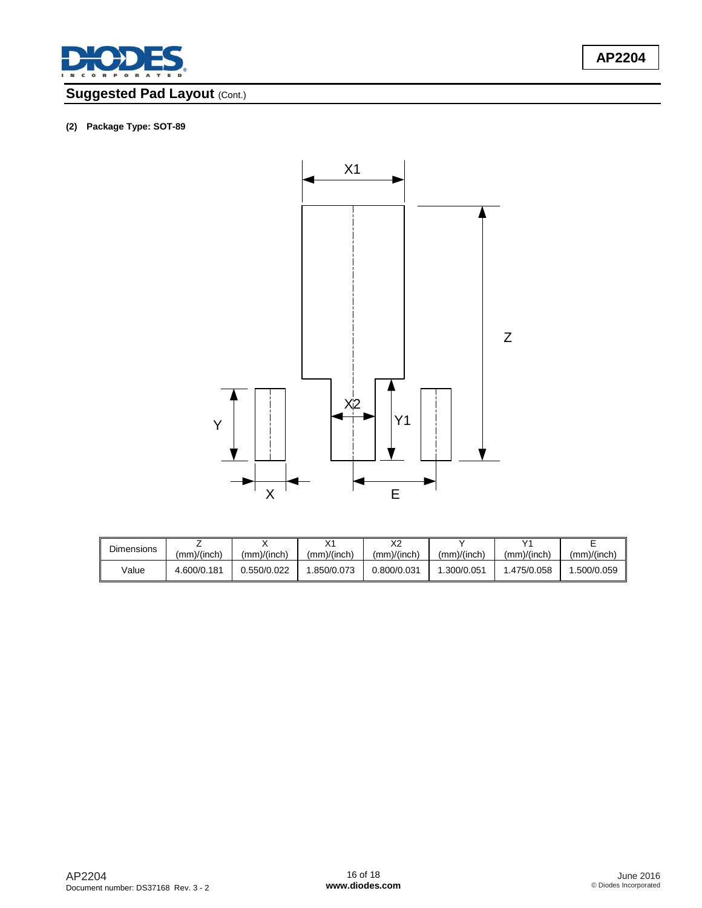## Suggested Pad Layout (Cont.)

**(2) Package Type: SOT-89**

| Dimensions | Z (mm)/(inch) | X (mm)/(inch) | X1 (mm)/(inch) | X2 (mm)/(inch) | Y (mm)/(inch) | Y1 (mm)/(inch) | E (mm)/(inch) |
|---|---|---|---|---|---|---|---|
| Value | 4.600/0.181 | 0.550/0.022 | 1.850/0.073 | 0.800/0.031 | 1.300/0.051 | 1.475/0.058 | 1.500/0.059 |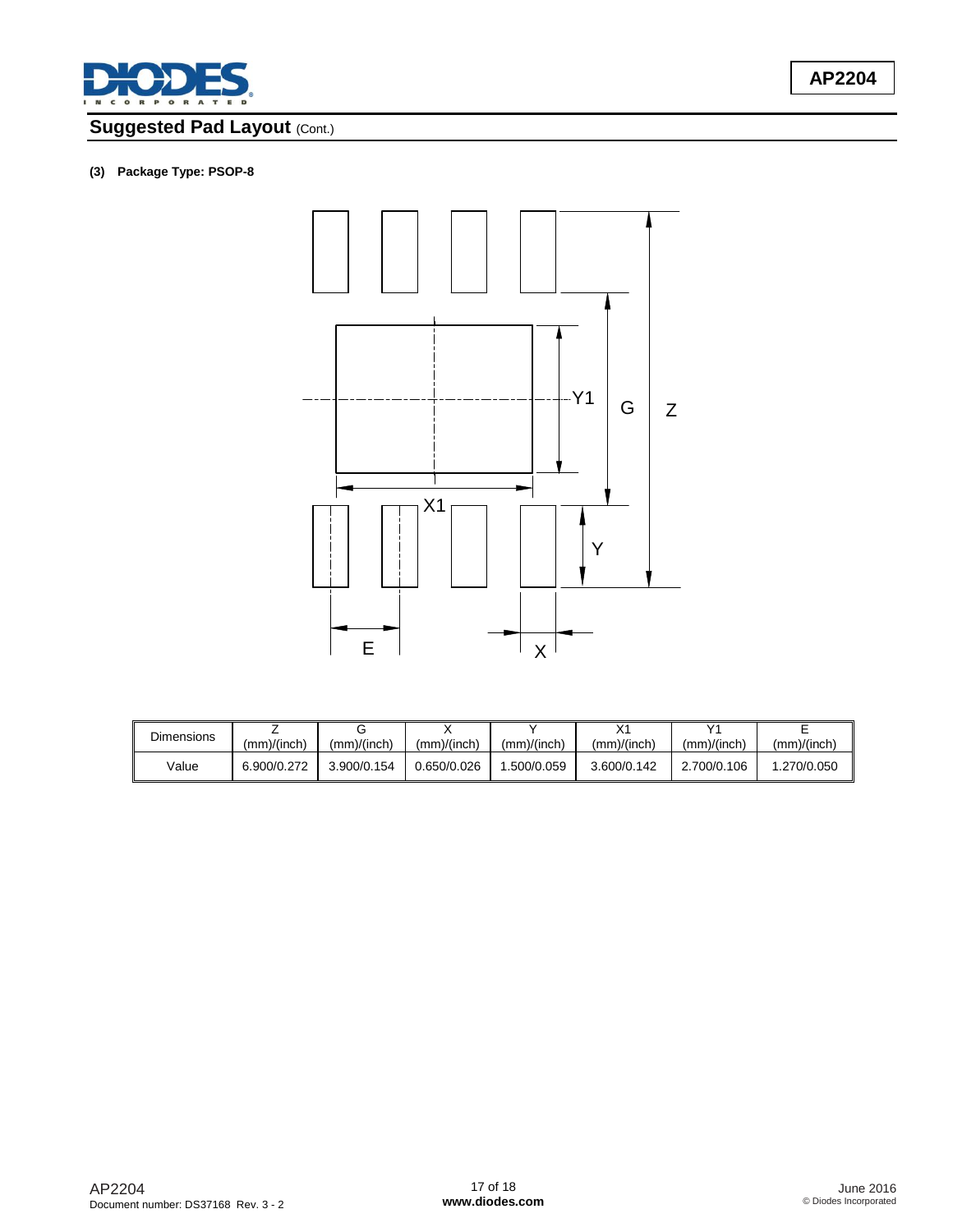## Suggested Pad Layout (Cont.)

**(3) Package Type: PSOP-8**

| Dimensions | Z (mm)/(inch) | G (mm)/(inch) | X (mm)/(inch) | Y (mm)/(inch) | X1 (mm)/(inch) | Y1 (mm)/(inch) | E (mm)/(inch) |
|---|---|---|---|---|---|---|---|
| Value | 6.900/0.272 | 3.900/0.154 | 0.650/0.026 | 1.500/0.059 | 3.600/0.142 | 2.700/0.106 | 1.270/0.050 |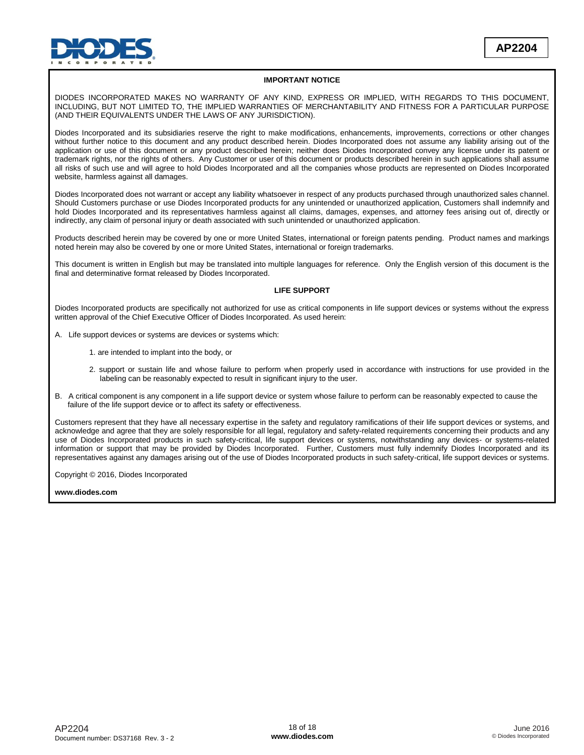## IMPORTANT NOTICE

DIODES INCORPORATED MAKES NO WARRANTY OF ANY KIND, EXPRESS OR IMPLIED, WITH REGARDS TO THIS DOCUMENT, INCLUDING, BUT NOT LIMITED TO, THE IMPLIED WARRANTIES OF MERCHANTABILITY AND FITNESS FOR A PARTICULAR PURPOSE (AND THEIR EQUIVALENTS UNDER THE LAWS OF ANY JURISDICTION).

Diodes Incorporated and its subsidiaries reserve the right to make modifications, enhancements, improvements, corrections or other changes without further notice to this document and any product described herein. Diodes Incorporated does not assume any liability arising out of the application or use of this document or any product described herein; neither does Diodes Incorporated convey any license under its patent or trademark rights, nor the rights of others. Any Customer or user of this document or products described herein in such applications shall assume all risks of such use and will agree to hold Diodes Incorporated and all the companies whose products are represented on Diodes Incorporated website, harmless against all damages.

Diodes Incorporated does not warrant or accept any liability whatsoever in respect of any products purchased through unauthorized sales channel. Should Customers purchase or use Diodes Incorporated products for any unintended or unauthorized application, Customers shall indemnify and hold Diodes Incorporated and its representatives harmless against all claims, damages, expenses, and attorney fees arising out of, directly or indirectly, any claim of personal injury or death associated with such unintended or unauthorized application.

Products described herein may be covered by one or more United States, international or foreign patents pending. Product names and markings noted herein may also be covered by one or more United States, international or foreign trademarks.

This document is written in English but may be translated into multiple languages for reference. Only the English version of this document is the final and determinative format released by Diodes Incorporated.

## LIFE SUPPORT

Diodes Incorporated products are specifically not authorized for use as critical components in life support devices or systems without the express written approval of the Chief Executive Officer of Diodes Incorporated. As used herein:

A. Life support devices or systems are devices or systems which:

1. are intended to implant into the body, or

2. support or sustain life and whose failure to perform when properly used in accordance with instructions for use provided in the labeling can be reasonably expected to result in significant injury to the user.

B. A critical component is any component in a life support device or system whose failure to perform can be reasonably expected to cause the failure of the life support device or to affect its safety or effectiveness.

Customers represent that they have all necessary expertise in the safety and regulatory ramifications of their life support devices or systems, and acknowledge and agree that they are solely responsible for all legal, regulatory and safety-related requirements concerning their products and any use of Diodes Incorporated products in such safety-critical, life support devices or systems, notwithstanding any devices- or systems-related information or support that may be provided by Diodes Incorporated. Further, Customers must fully indemnify Diodes Incorporated and its representatives against any damages arising out of the use of Diodes Incorporated products in such safety-critical, life support devices or systems.

Copyright © 2016, Diodes Incorporated

**www.diodes.com**